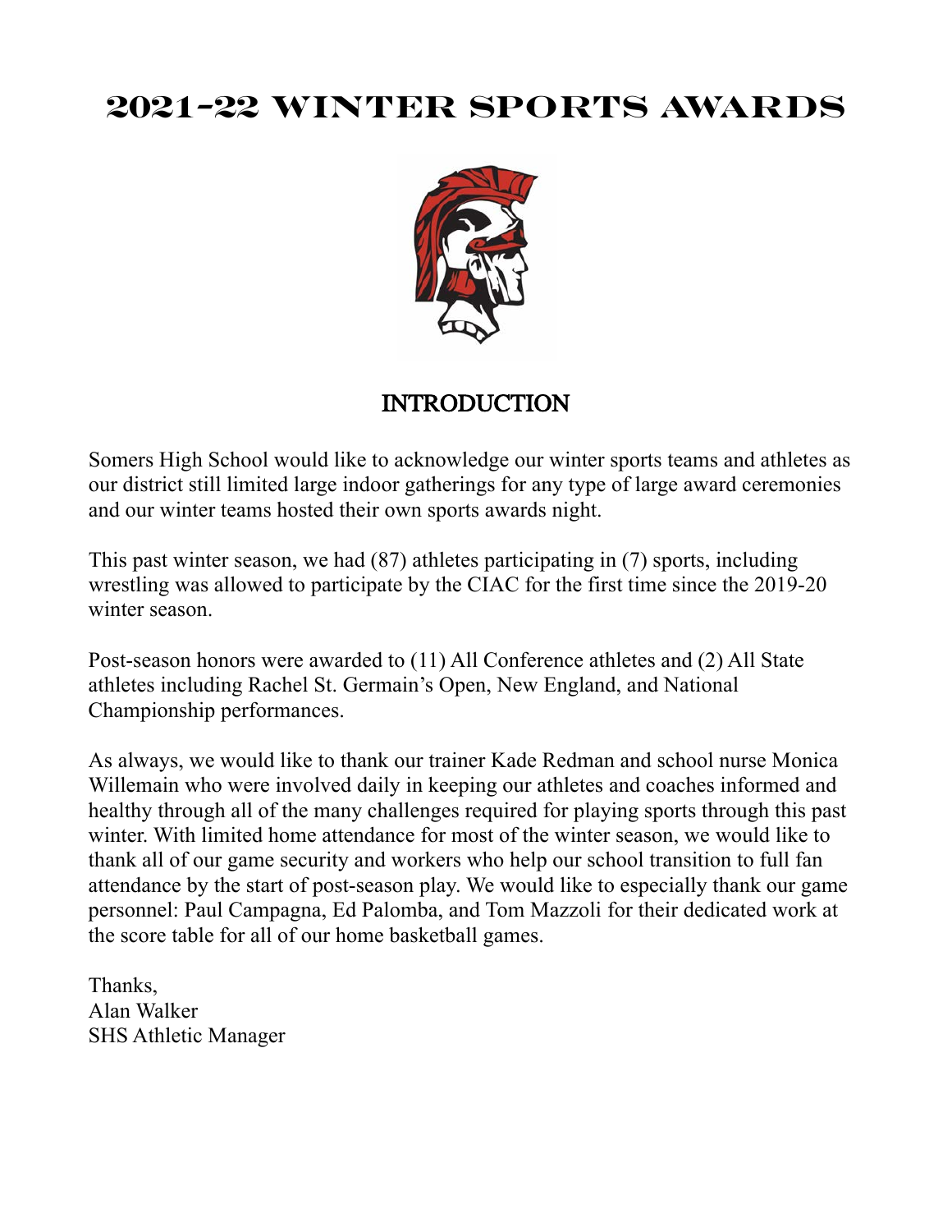# 2021-22 WINTER SPORTS AWARDS

## INTRODUCTION

Somers High School would like to acknowledge our winter sports teams and athletes as our district still limited large indoor gatherings for any type of large award ceremonies and our winter teams hosted their own sports awards night.

This past winter season, we had (87) athletes participating in (7) sports, including wrestling was allowed to participate by the CIAC for the first time since the 2019-20 winter season.

Post-season honors were awarded to (11) All Conference athletes and (2) All State athletes including Rachel St. Germain's Open, New England, and National Championship performances.

As always, we would like to thank our trainer Kade Redman and school nurse Monica Willemain who were involved daily in keeping our athletes and coaches informed and healthy through all of the many challenges required for playing sports through this past winter. With limited home attendance for most of the winter season, we would like to thank all of our game security and workers who help our school transition to full fan attendance by the start of post-season play. We would like to especially thank our game personnel: Paul Campagna, Ed Palomba, and Tom Mazzoli for their dedicated work at the score table for all of our home basketball games.

Thanks,
Alan Walker
SHS Athletic Manager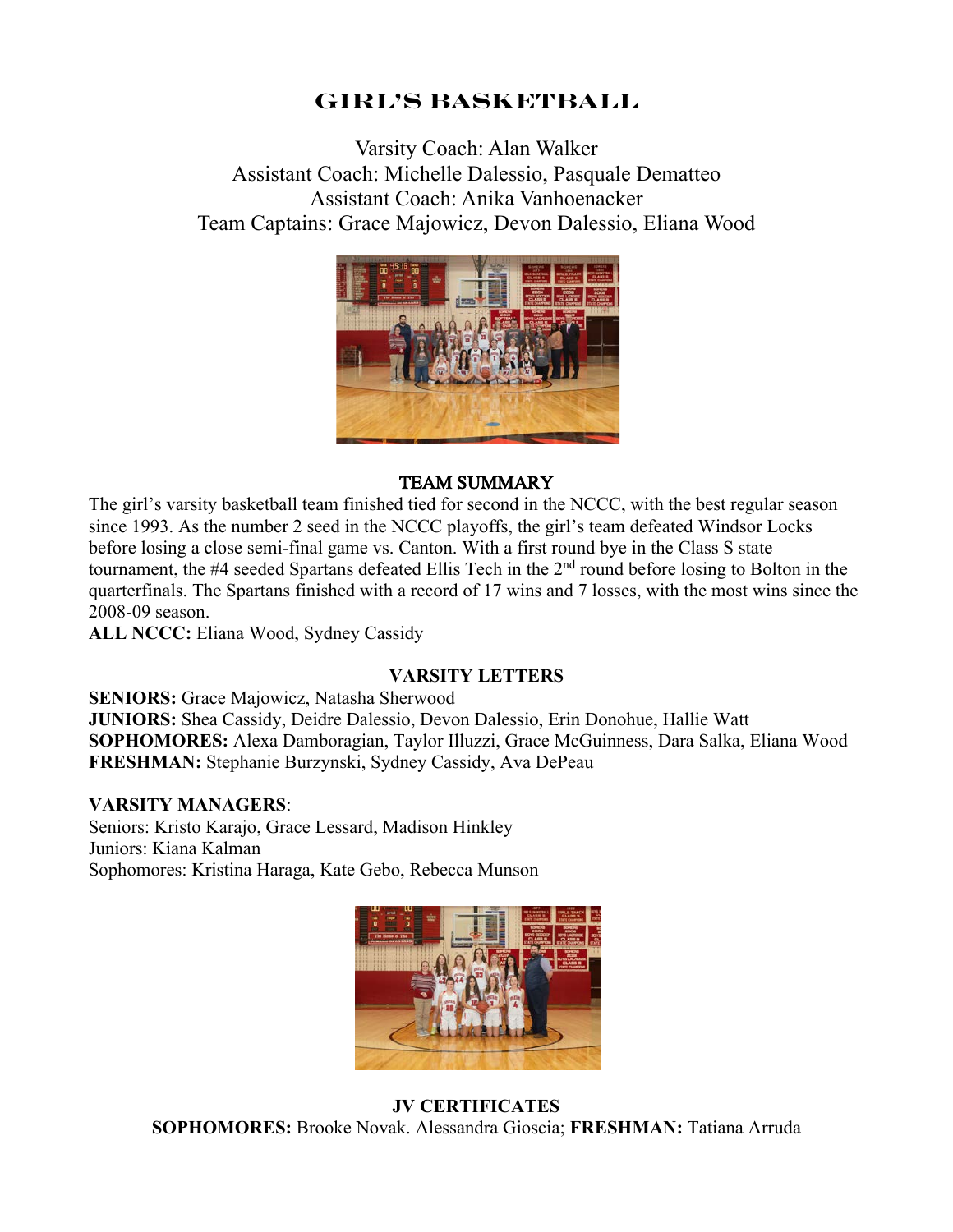# GIRL'S BASKETBALL

Varsity Coach: Alan Walker
Assistant Coach: Michelle Dalessio, Pasquale Dematteo
Assistant Coach: Anika Vanhoenacker
Team Captains: Grace Majowicz, Devon Dalessio, Eliana Wood

## TEAM SUMMARY

The girl's varsity basketball team finished tied for second in the NCCC, with the best regular season since 1993. As the number 2 seed in the NCCC playoffs, the girl's team defeated Windsor Locks before losing a close semi-final game vs. Canton. With a first round bye in the Class S state tournament, the #4 seeded Spartans defeated Ellis Tech in the 2nd round before losing to Bolton in the quarterfinals. The Spartans finished with a record of 17 wins and 7 losses, with the most wins since the 2008-09 season.

**ALL NCCC:** Eliana Wood, Sydney Cassidy

## VARSITY LETTERS

**SENIORS:** Grace Majowicz, Natasha Sherwood
**JUNIORS:** Shea Cassidy, Deidre Dalessio, Devon Dalessio, Erin Donohue, Hallie Watt
**SOPHOMORES:** Alexa Damboragian, Taylor Illuzzi, Grace McGuinness, Dara Salka, Eliana Wood
**FRESHMAN:** Stephanie Burzynski, Sydney Cassidy, Ava DePeau

**VARSITY MANAGERS**:
Seniors: Kristo Karajo, Grace Lessard, Madison Hinkley
Juniors: Kiana Kalman
Sophomores: Kristina Haraga, Kate Gebo, Rebecca Munson

## JV CERTIFICATES

**SOPHOMORES:** Brooke Novak. Alessandra Gioscia; **FRESHMAN:** Tatiana Arruda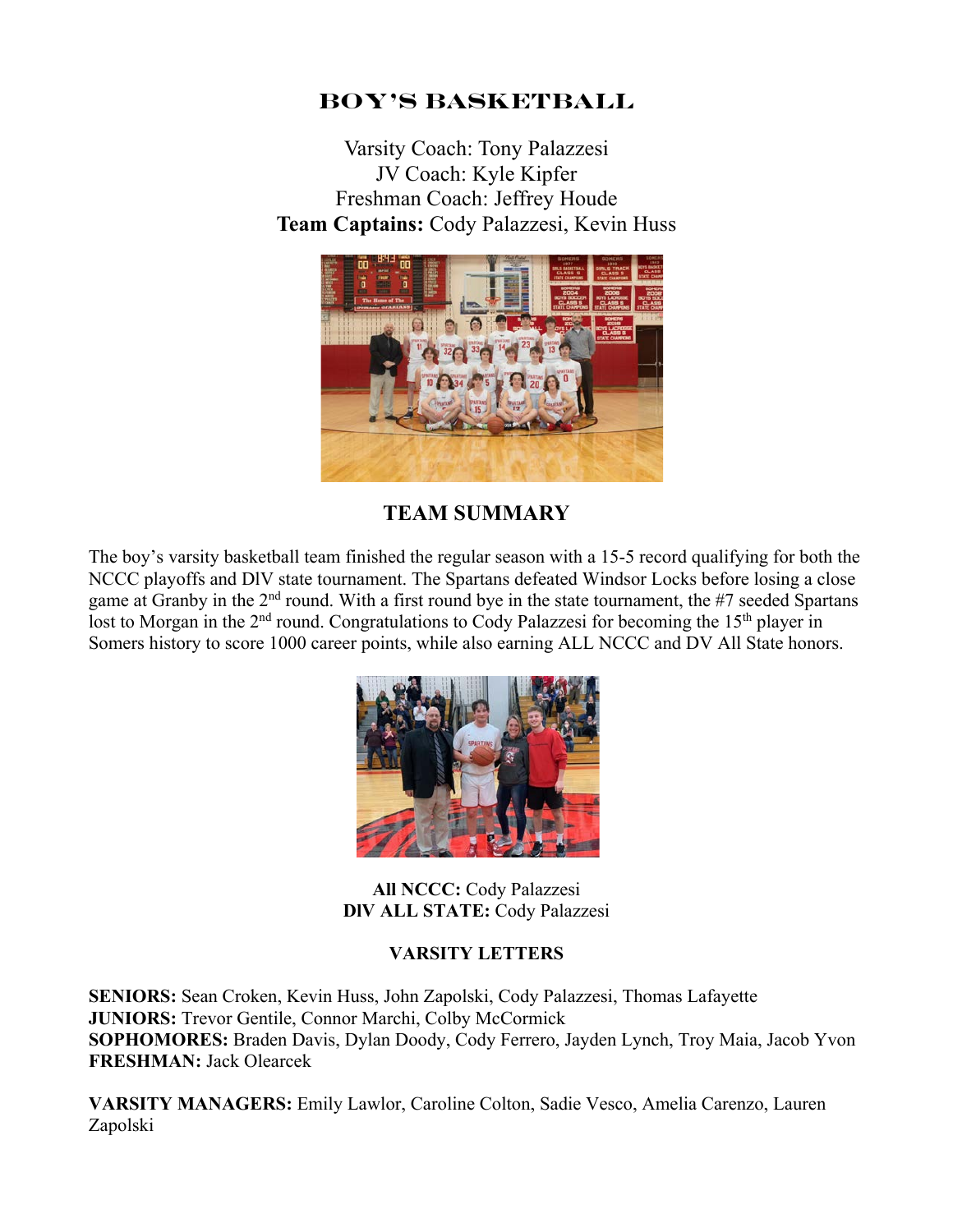# BOY'S BASKETBALL

Varsity Coach: Tony Palazzesi
JV Coach: Kyle Kipfer
Freshman Coach: Jeffrey Houde
**Team Captains:** Cody Palazzesi, Kevin Huss

## TEAM SUMMARY

The boy's varsity basketball team finished the regular season with a 15-5 record qualifying for both the NCCC playoffs and DIV state tournament. The Spartans defeated Windsor Locks before losing a close game at Granby in the 2nd round. With a first round bye in the state tournament, the #7 seeded Spartans lost to Morgan in the 2nd round. Congratulations to Cody Palazzesi for becoming the 15th player in Somers history to score 1000 career points, while also earning ALL NCCC and DV All State honors.

**All NCCC:** Cody Palazzesi
**DIV ALL STATE:** Cody Palazzesi

### VARSITY LETTERS

**SENIORS:** Sean Croken, Kevin Huss, John Zapolski, Cody Palazzesi, Thomas Lafayette
**JUNIORS:** Trevor Gentile, Connor Marchi, Colby McCormick
**SOPHOMORES:** Braden Davis, Dylan Doody, Cody Ferrero, Jayden Lynch, Troy Maia, Jacob Yvon
**FRESHMAN:** Jack Olearcek

**VARSITY MANAGERS:** Emily Lawlor, Caroline Colton, Sadie Vesco, Amelia Carenzo, Lauren Zapolski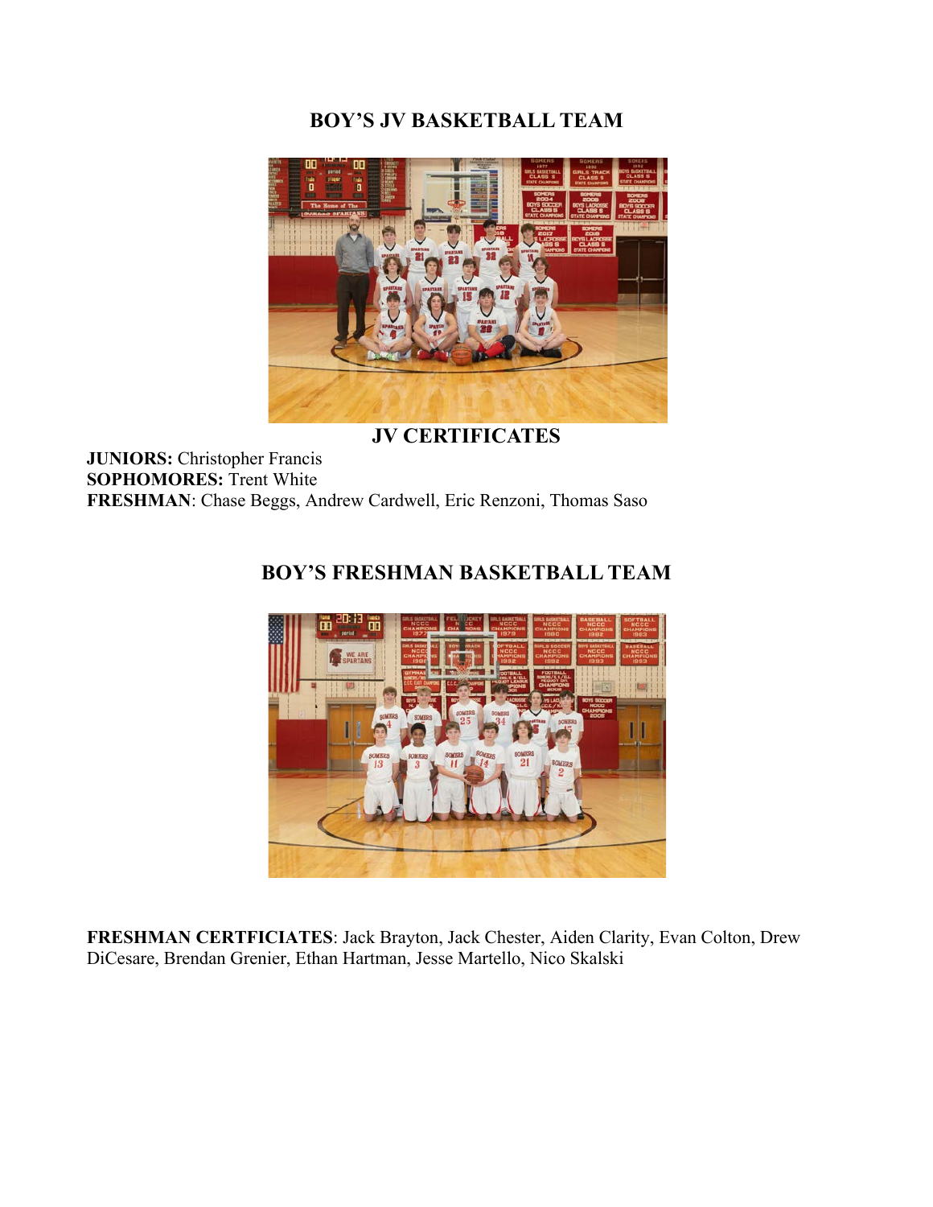## BOY'S JV BASKETBALL TEAM

**JV CERTIFICATES**

**JUNIORS:** Christopher Francis
**SOPHOMORES:** Trent White
**FRESHMAN**: Chase Beggs, Andrew Cardwell, Eric Renzoni, Thomas Saso

## BOY'S FRESHMAN BASKETBALL TEAM

**FRESHMAN CERTFICIATES**: Jack Brayton, Jack Chester, Aiden Clarity, Evan Colton, Drew DiCesare, Brendan Grenier, Ethan Hartman, Jesse Martello, Nico Skalski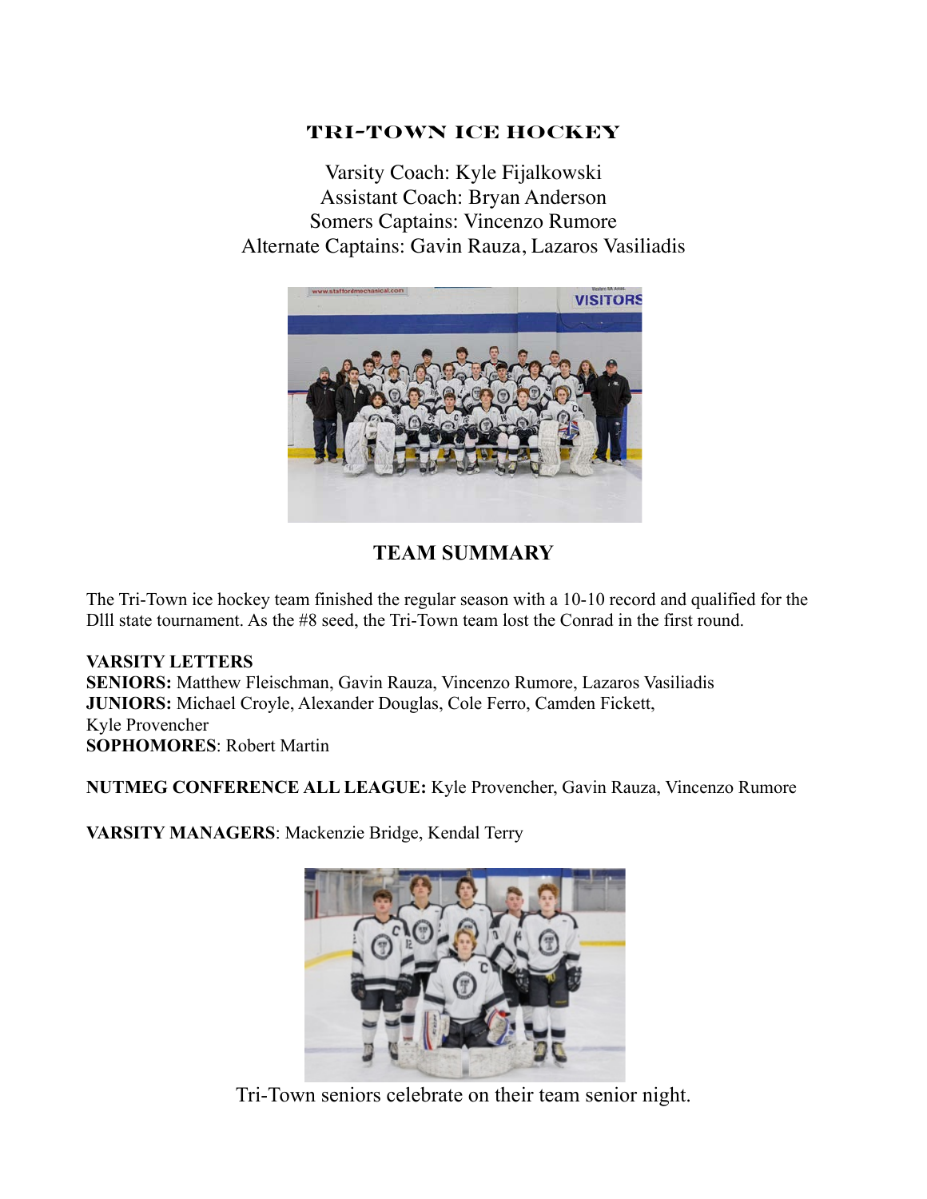## TRI-TOWN ICE HOCKEY

Varsity Coach: Kyle Fijalkowski
Assistant Coach: Bryan Anderson
Somers Captains: Vincenzo Rumore
Alternate Captains: Gavin Rauza, Lazaros Vasiliadis

## TEAM SUMMARY

The Tri-Town ice hockey team finished the regular season with a 10-10 record and qualified for the DIll state tournament. As the #8 seed, the Tri-Town team lost the Conrad in the first round.

**VARSITY LETTERS**
**SENIORS:** Matthew Fleischman, Gavin Rauza, Vincenzo Rumore, Lazaros Vasiliadis
**JUNIORS:** Michael Croyle, Alexander Douglas, Cole Ferro, Camden Fickett, Kyle Provencher
**SOPHOMORES**: Robert Martin

**NUTMEG CONFERENCE ALL LEAGUE:** Kyle Provencher, Gavin Rauza, Vincenzo Rumore

**VARSITY MANAGERS**: Mackenzie Bridge, Kendal Terry

Tri-Town seniors celebrate on their team senior night.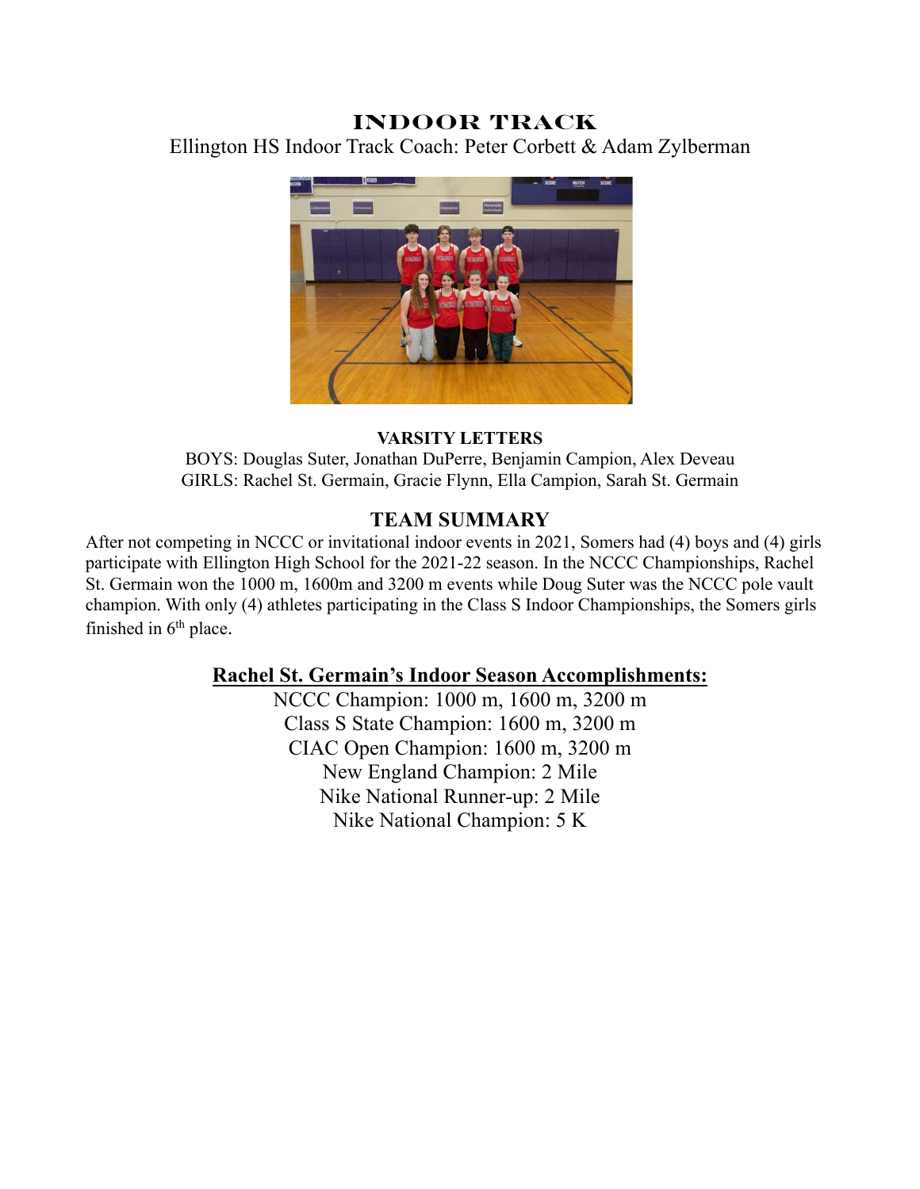# INDOOR TRACK

Ellington HS Indoor Track Coach: Peter Corbett & Adam Zylberman

**VARSITY LETTERS**

BOYS: Douglas Suter, Jonathan DuPerre, Benjamin Campion, Alex Deveau
GIRLS: Rachel St. Germain, Gracie Flynn, Ella Campion, Sarah St. Germain

## TEAM SUMMARY

After not competing in NCCC or invitational indoor events in 2021, Somers had (4) boys and (4) girls participate with Ellington High School for the 2021-22 season. In the NCCC Championships, Rachel St. Germain won the 1000 m, 1600m and 3200 m events while Doug Suter was the NCCC pole vault champion. With only (4) athletes participating in the Class S Indoor Championships, the Somers girls finished in 6th place.

### <u>Rachel St. Germain's Indoor Season Accomplishments:</u>

NCCC Champion: 1000 m, 1600 m, 3200 m
Class S State Champion: 1600 m, 3200 m
CIAC Open Champion: 1600 m, 3200 m
New England Champion: 2 Mile
Nike National Runner-up: 2 Mile
Nike National Champion: 5 K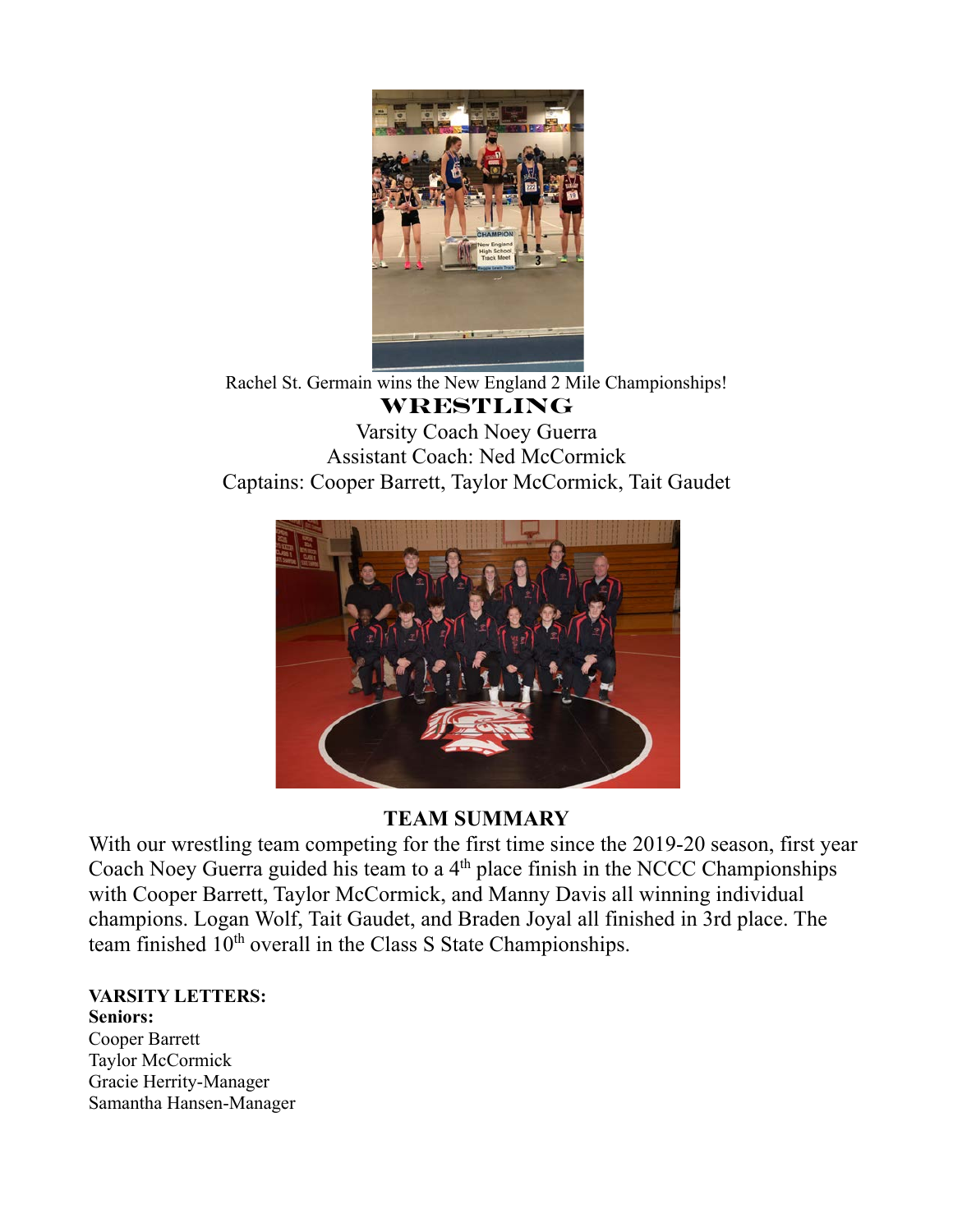Rachel St. Germain wins the New England 2 Mile Championships!

# WRESTLING

Varsity Coach Noey Guerra
Assistant Coach: Ned McCormick
Captains: Cooper Barrett, Taylor McCormick, Tait Gaudet

## TEAM SUMMARY

With our wrestling team competing for the first time since the 2019-20 season, first year Coach Noey Guerra guided his team to a 4th place finish in the NCCC Championships with Cooper Barrett, Taylor McCormick, and Manny Davis all winning individual champions. Logan Wolf, Tait Gaudet, and Braden Joyal all finished in 3rd place. The team finished 10th overall in the Class S State Championships.

**VARSITY LETTERS:**

**Seniors:**

Cooper Barrett
Taylor McCormick
Gracie Herrity-Manager
Samantha Hansen-Manager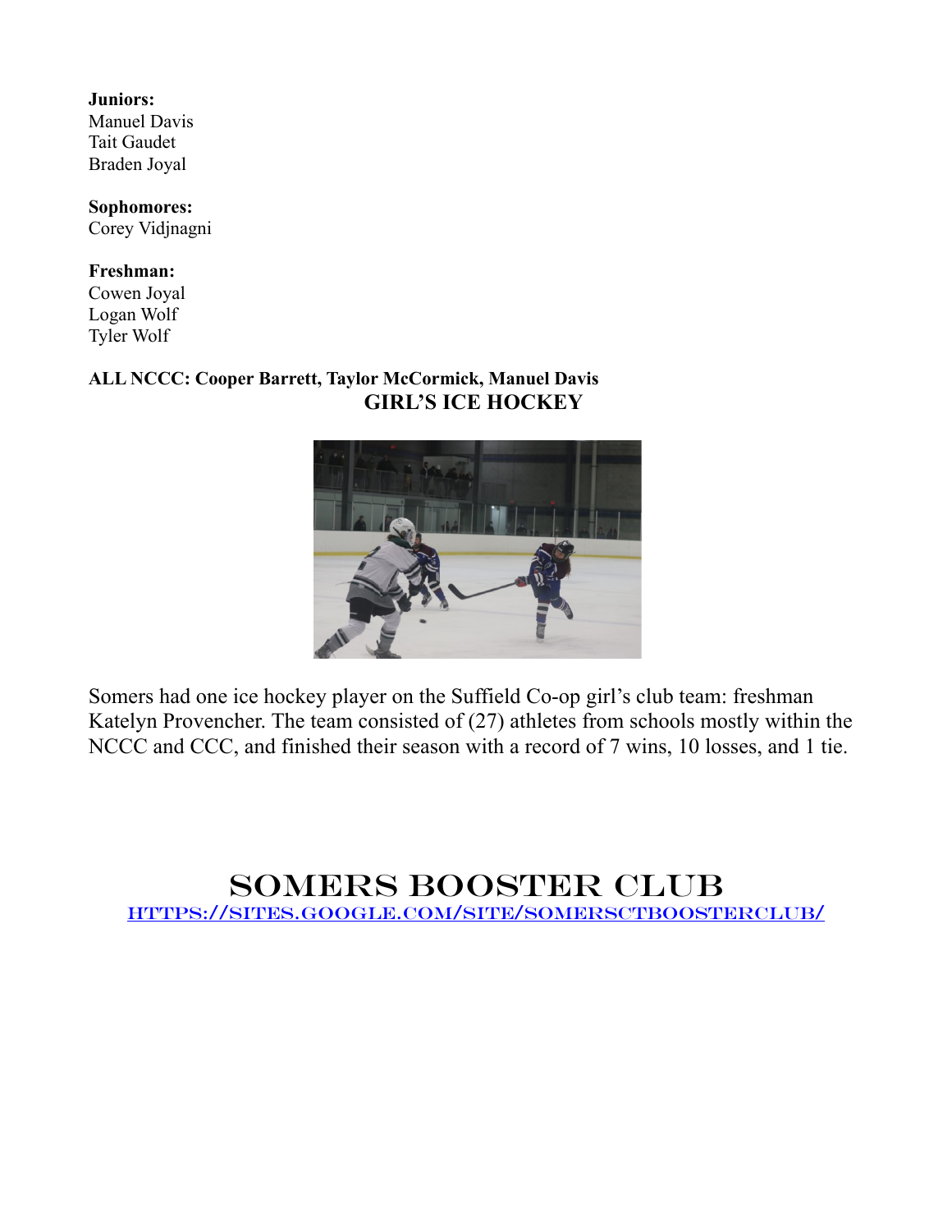**Juniors:**
Manuel Davis
Tait Gaudet
Braden Joyal

**Sophomores:**
Corey Vidjnagni

**Freshman:**
Cowen Joyal
Logan Wolf
Tyler Wolf

**ALL NCCC: Cooper Barrett, Taylor McCormick, Manuel Davis**

## GIRL'S ICE HOCKEY

Somers had one ice hockey player on the Suffield Co-op girl's club team: freshman Katelyn Provencher. The team consisted of (27) athletes from schools mostly within the NCCC and CCC, and finished their season with a record of 7 wins, 10 losses, and 1 tie.

# SOMERS BOOSTER CLUB

[HTTPS://SITES.GOOGLE.COM/SITE/SOMERSCTBOOSTERCLUB/](https://sites.google.com/site/somersctboosterclub/)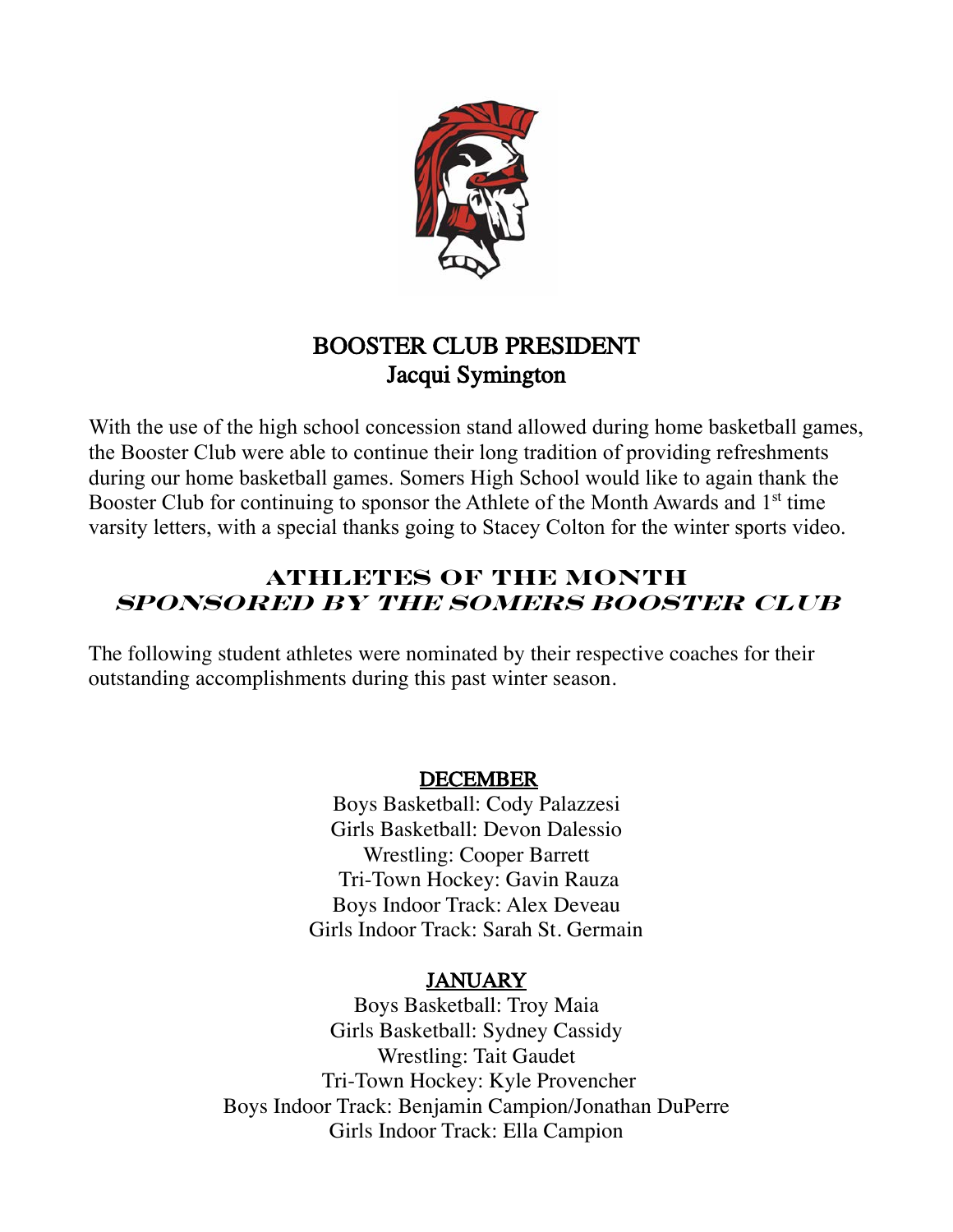## BOOSTER CLUB PRESIDENT
## Jacqui Symington

With the use of the high school concession stand allowed during home basketball games, the Booster Club were able to continue their long tradition of providing refreshments during our home basketball games. Somers High School would like to again thank the Booster Club for continuing to sponsor the Athlete of the Month Awards and 1st time varsity letters, with a special thanks going to Stacey Colton for the winter sports video.

## ATHLETES OF THE MONTH
## *SPONSORED BY THE SOMERS BOOSTER CLUB*

The following student athletes were nominated by their respective coaches for their outstanding accomplishments during this past winter season.

### DECEMBER

Boys Basketball: Cody Palazzesi
Girls Basketball: Devon Dalessio
Wrestling: Cooper Barrett
Tri-Town Hockey: Gavin Rauza
Boys Indoor Track: Alex Deveau
Girls Indoor Track: Sarah St. Germain

### JANUARY

Boys Basketball: Troy Maia
Girls Basketball: Sydney Cassidy
Wrestling: Tait Gaudet
Tri-Town Hockey: Kyle Provencher
Boys Indoor Track: Benjamin Campion/Jonathan DuPerre
Girls Indoor Track: Ella Campion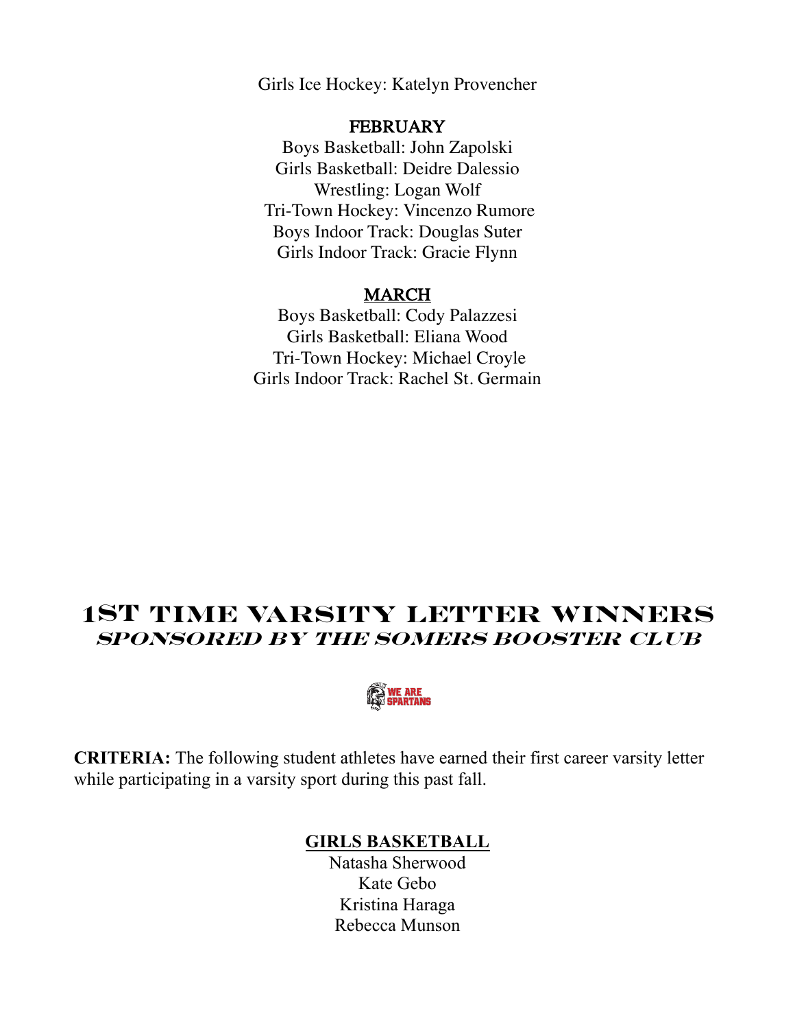Girls Ice Hockey: Katelyn Provencher

**FEBRUARY**

Boys Basketball: John Zapolski
Girls Basketball: Deidre Dalessio
Wrestling: Logan Wolf
Tri-Town Hockey: Vincenzo Rumore
Boys Indoor Track: Douglas Suter
Girls Indoor Track: Gracie Flynn

**MARCH**

Boys Basketball: Cody Palazzesi
Girls Basketball: Eliana Wood
Tri-Town Hockey: Michael Croyle
Girls Indoor Track: Rachel St. Germain

# 1ST TIME VARSITY LETTER WINNERS

### *SPONSORED BY THE SOMERS BOOSTER CLUB*

**CRITERIA:** The following student athletes have earned their first career varsity letter while participating in a varsity sport during this past fall.

**GIRLS BASKETBALL**

Natasha Sherwood
Kate Gebo
Kristina Haraga
Rebecca Munson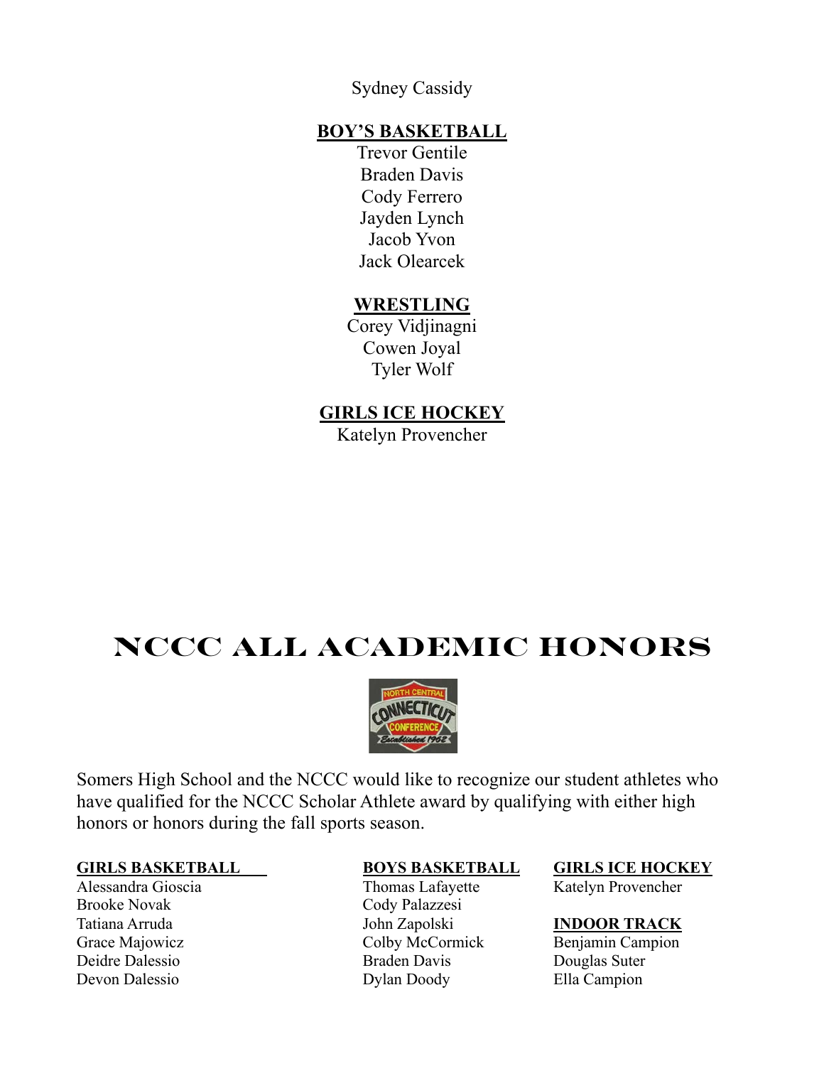Sydney Cassidy

**BOY'S BASKETBALL**

Trevor Gentile
Braden Davis
Cody Ferrero
Jayden Lynch
Jacob Yvon
Jack Olearcek

**WRESTLING**

Corey Vidjinagni
Cowen Joyal
Tyler Wolf

**GIRLS ICE HOCKEY**

Katelyn Provencher

# NCCC ALL ACADEMIC HONORS

Somers High School and the NCCC would like to recognize our student athletes who have qualified for the NCCC Scholar Athlete award by qualifying with either high honors or honors during the fall sports season.

**GIRLS BASKETBALL**

Alessandra Gioscia
Brooke Novak
Tatiana Arruda
Grace Majowicz
Deidre Dalessio
Devon Dalessio

**BOYS BASKETBALL**

Thomas Lafayette
Cody Palazzesi
John Zapolski
Colby McCormick
Braden Davis
Dylan Doody

**GIRLS ICE HOCKEY**

Katelyn Provencher

**INDOOR TRACK**

Benjamin Campion
Douglas Suter
Ella Campion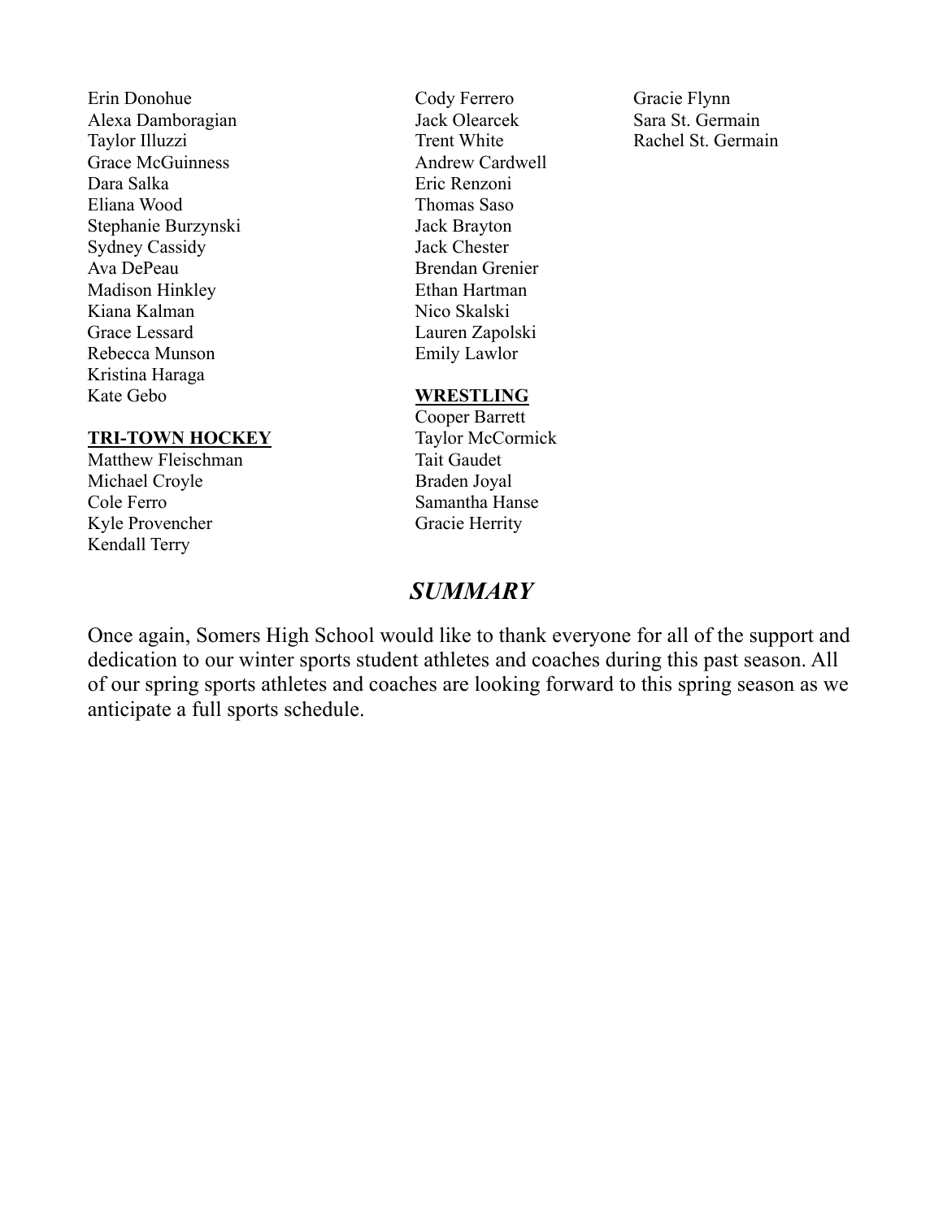Erin Donohue
Alexa Damboragian
Taylor Illuzzi
Grace McGuinness
Dara Salka
Eliana Wood
Stephanie Burzynski
Sydney Cassidy
Ava DePeau
Madison Hinkley
Kiana Kalman
Grace Lessard
Rebecca Munson
Kristina Haraga
Kate Gebo

**TRI-TOWN HOCKEY**

Matthew Fleischman
Michael Croyle
Cole Ferro
Kyle Provencher
Kendall Terry

Cody Ferrero
Jack Olearcek
Trent White
Andrew Cardwell
Eric Renzoni
Thomas Saso
Jack Brayton
Jack Chester
Brendan Grenier
Ethan Hartman
Nico Skalski
Lauren Zapolski
Emily Lawlor

**WRESTLING**

Cooper Barrett
Taylor McCormick
Tait Gaudet
Braden Joyal
Samantha Hanse
Gracie Herrity

Gracie Flynn
Sara St. Germain
Rachel St. Germain

## *SUMMARY*

Once again, Somers High School would like to thank everyone for all of the support and dedication to our winter sports student athletes and coaches during this past season. All of our spring sports athletes and coaches are looking forward to this spring season as we anticipate a full sports schedule.